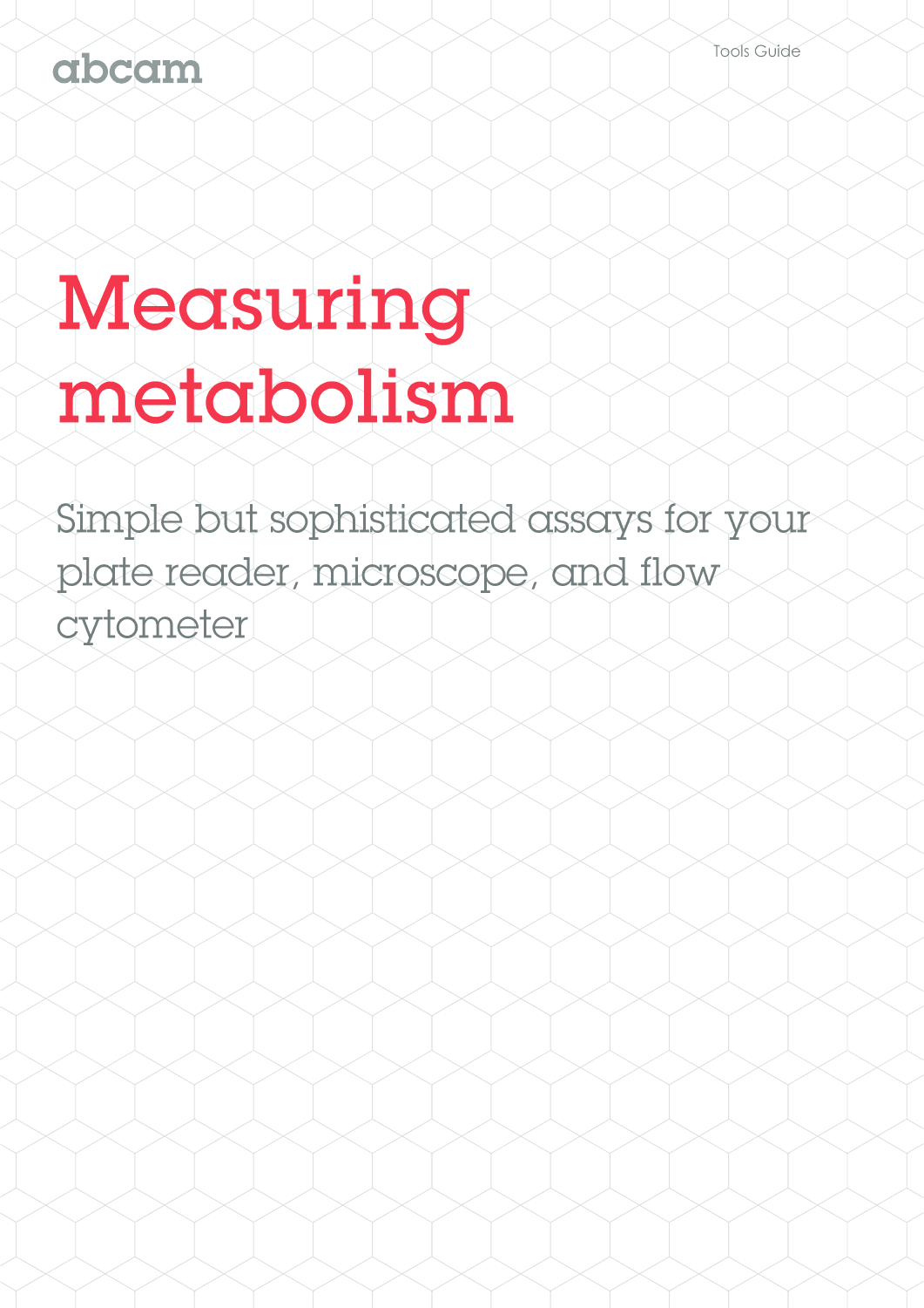abcam

Tools Guide

# Measuring metabolism

Simple but sophisticated assays for your plate reader, microscope, and flow cytometer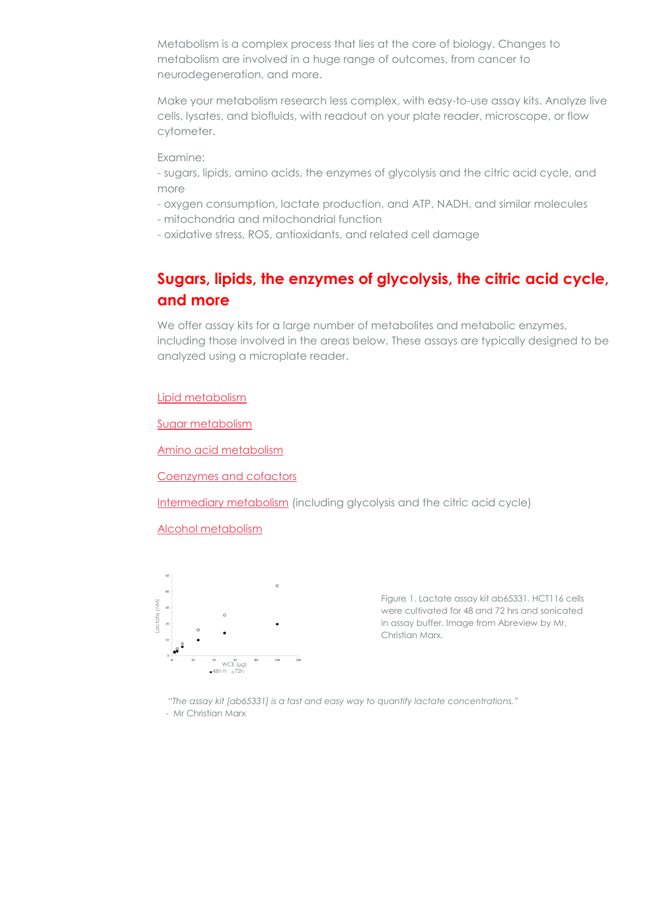Metabolism is a complex process that lies at the core of biology. Changes to metabolism are involved in a huge range of outcomes, from cancer to neurodegeneration, and more.

Make your metabolism research less complex, with easy-to-use assay kits. Analyze live cells, lysates, and biofluids, with readout on your plate reader, microscope, or flow cytometer.

Examine:
- sugars, lipids, amino acids, the enzymes of glycolysis and the citric acid cycle, and more
- oxygen consumption, lactate production, and ATP, NADH, and similar molecules
- mitochondria and mitochondrial function
- oxidative stress, ROS, antioxidants, and related cell damage

## Sugars, lipids, the enzymes of glycolysis, the citric acid cycle, and more

We offer assay kits for a large number of metabolites and metabolic enzymes, including those involved in the areas below. These assays are typically designed to be analyzed using a microplate reader.

Lipid metabolism

Sugar metabolism

Amino acid metabolism

Coenzymes and cofactors

Intermediary metabolism (including glycolysis and the citric acid cycle)

Alcohol metabolism

Figure 1. Lactate assay kit ab65331. HCT116 cells were cultivated for 48 and 72 hrs and sonicated in assay buffer. Image from Abreview by Mr. Christian Marx.

*"The assay kit [ab65331] is a fast and easy way to quantify lactate concentrations."*
- Mr Christian Marx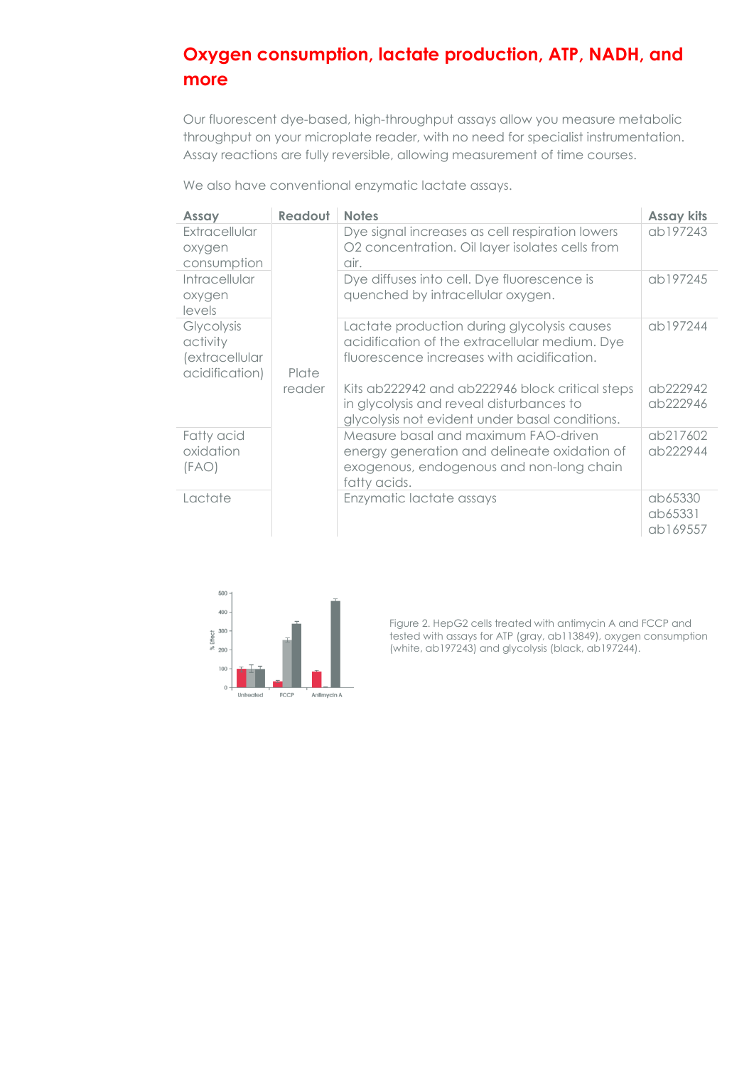# Oxygen consumption, lactate production, ATP, NADH, and more

Our fluorescent dye-based, high-throughput assays allow you measure metabolic throughput on your microplate reader, with no need for specialist instrumentation. Assay reactions are fully reversible, allowing measurement of time courses.

We also have conventional enzymatic lactate assays.

| Assay | Readout | Notes | Assay kits |
|---|---|---|---|
| Extracellular oxygen consumption | Plate reader | Dye signal increases as cell respiration lowers O2 concentration. Oil layer isolates cells from air. | ab197243 |
| Intracellular oxygen levels | | Dye diffuses into cell. Dye fluorescence is quenched by intracellular oxygen. | ab197245 |
| Glycolysis activity (extracellular acidification) | | Lactate production during glycolysis causes acidification of the extracellular medium. Dye fluorescence increases with acidification. | ab197244 |
| | | Kits ab222942 and ab222946 block critical steps in glycolysis and reveal disturbances to glycolysis not evident under basal conditions. | ab222942 ab222946 |
| Fatty acid oxidation (FAO) | | Measure basal and maximum FAO-driven energy generation and delineate oxidation of exogenous, endogenous and non-long chain fatty acids. | ab217602 ab222944 |
| Lactate | | Enzymatic lactate assays | ab65330 ab65331 ab169557 |

Figure 2. HepG2 cells treated with antimycin A and FCCP and tested with assays for ATP (gray, ab113849), oxygen consumption (white, ab197243) and glycolysis (black, ab197244).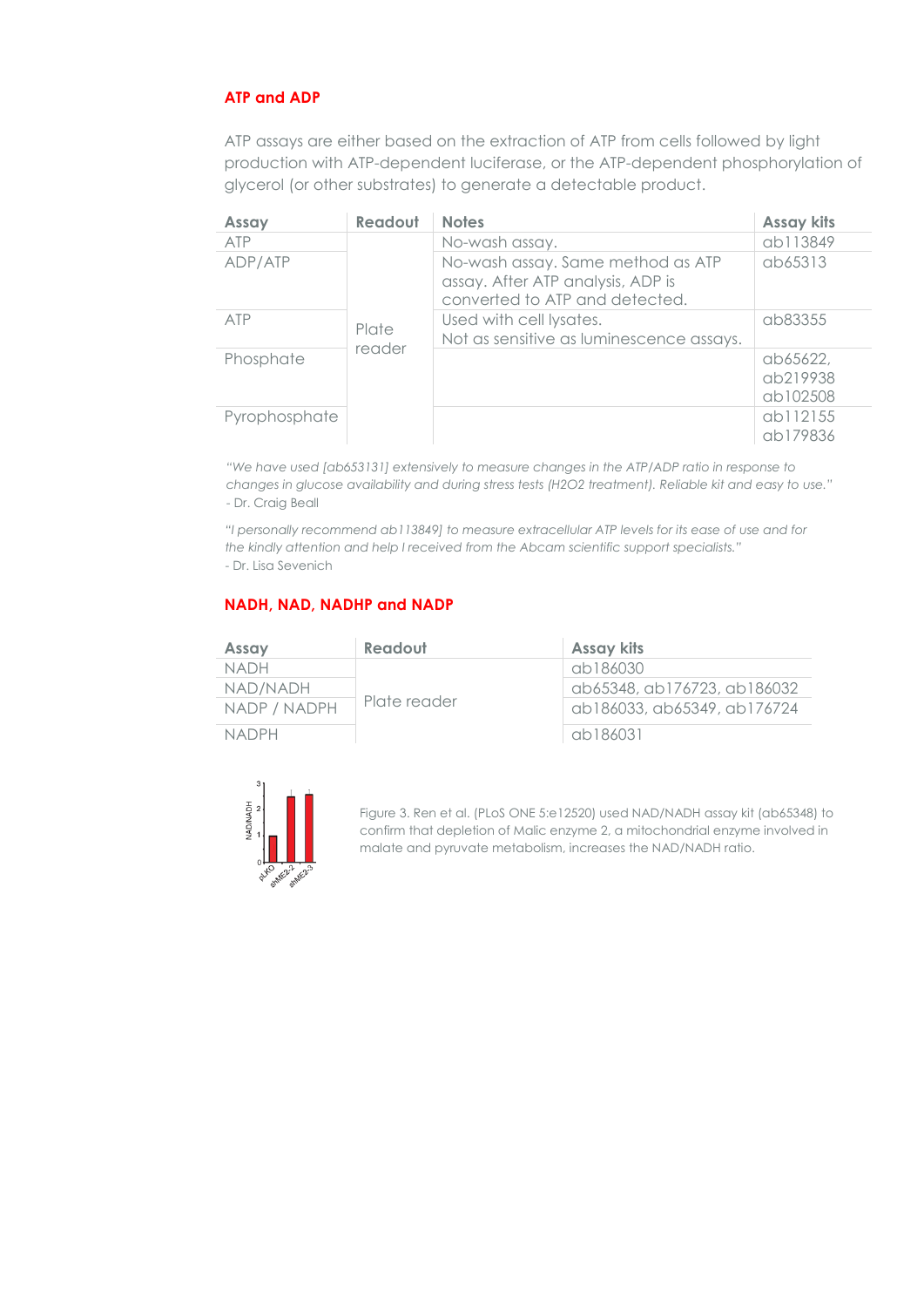## ATP and ADP

ATP assays are either based on the extraction of ATP from cells followed by light production with ATP-dependent luciferase, or the ATP-dependent phosphorylation of glycerol (or other substrates) to generate a detectable product.

| Assay | Readout | Notes | Assay kits |
|---|---|---|---|
| ATP | Plate reader | No-wash assay. | ab113849 |
| ADP/ATP | | No-wash assay. Same method as ATP assay. After ATP analysis, ADP is converted to ATP and detected. | ab65313 |
| ATP | | Used with cell lysates. Not as sensitive as luminescence assays. | ab83355 |
| Phosphate | | | ab65622, ab219938 ab102508 |
| Pyrophosphate | | | ab112155 ab179836 |

*"We have used [ab653131] extensively to measure changes in the ATP/ADP ratio in response to changes in glucose availability and during stress tests (H2O2 treatment). Reliable kit and easy to use."*
- Dr. Craig Beall

*"I personally recommend ab113849] to measure extracellular ATP levels for its ease of use and for the kindly attention and help I received from the Abcam scientific support specialists."*
- Dr. Lisa Sevenich

## NADH, NAD, NADHP and NADP

| Assay | Readout | Assay kits |
|---|---|---|
| NADH | Plate reader | ab186030 |
| NAD/NADH | | ab65348, ab176723, ab186032 |
| NADP / NADPH | | ab186033, ab65349, ab176724 |
| NADPH | | ab186031 |

Figure 3. Ren et al. (PLoS ONE 5:e12520) used NAD/NADH assay kit (ab65348) to confirm that depletion of Malic enzyme 2, a mitochondrial enzyme involved in malate and pyruvate metabolism, increases the NAD/NADH ratio.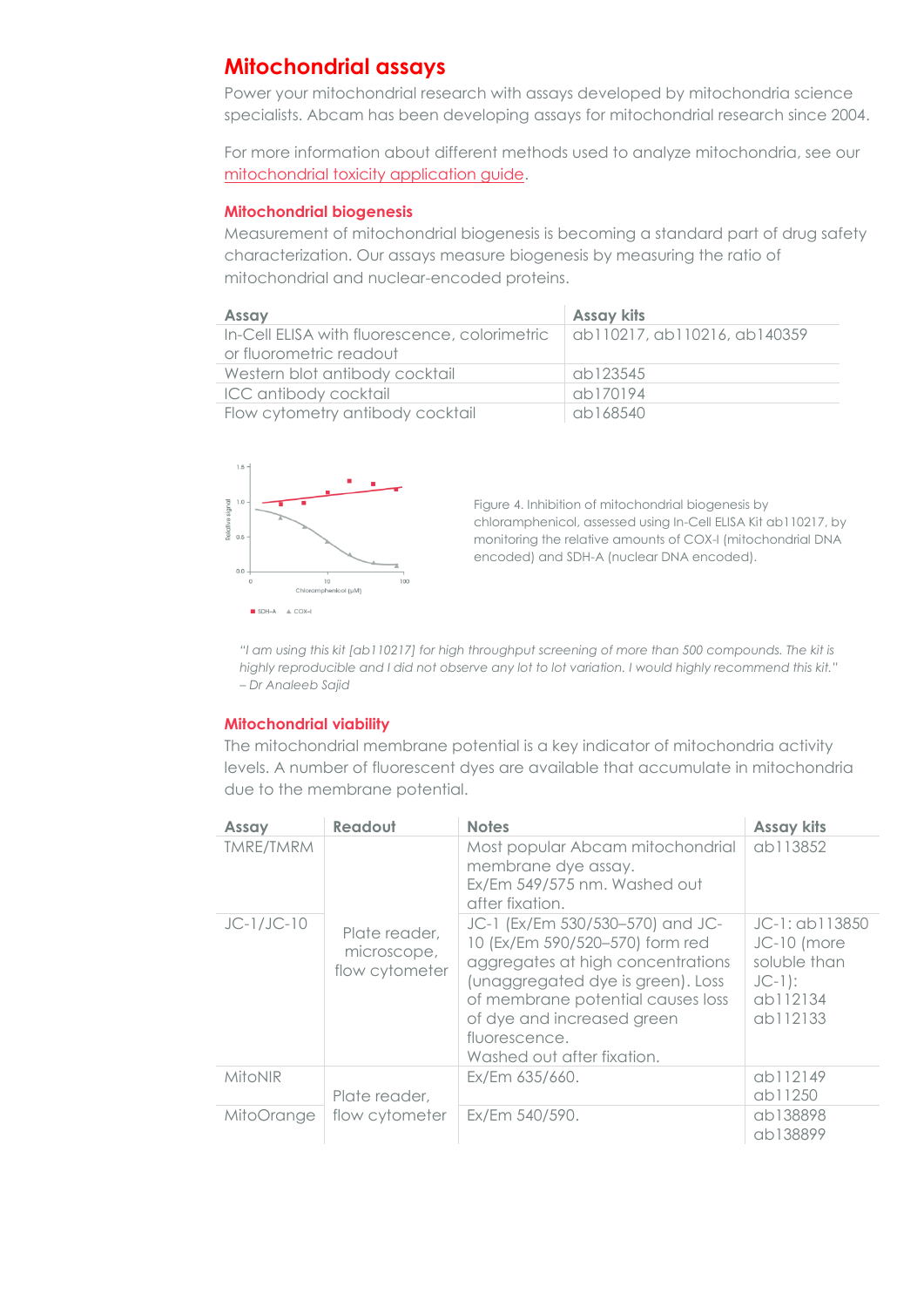# Mitochondrial assays

Power your mitochondrial research with assays developed by mitochondria science specialists. Abcam has been developing assays for mitochondrial research since 2004.

For more information about different methods used to analyze mitochondria, see our mitochondrial toxicity application guide.

## Mitochondrial biogenesis

Measurement of mitochondrial biogenesis is becoming a standard part of drug safety characterization. Our assays measure biogenesis by measuring the ratio of mitochondrial and nuclear-encoded proteins.

| Assay | Assay kits |
|---|---|
| In-Cell ELISA with fluorescence, colorimetric or fluorometric readout | ab110217, ab110216, ab140359 |
| Western blot antibody cocktail | ab123545 |
| ICC antibody cocktail | ab170194 |
| Flow cytometry antibody cocktail | ab168540 |

Figure 4. Inhibition of mitochondrial biogenesis by chloramphenicol, assessed using In-Cell ELISA Kit ab110217, by monitoring the relative amounts of COX-I (mitochondrial DNA encoded) and SDH-A (nuclear DNA encoded).

*"I am using this kit [ab110217] for high throughput screening of more than 500 compounds. The kit is highly reproducible and I did not observe any lot to lot variation. I would highly recommend this kit." – Dr Analeeb Sajid*

## Mitochondrial viability

The mitochondrial membrane potential is a key indicator of mitochondria activity levels. A number of fluorescent dyes are available that accumulate in mitochondria due to the membrane potential.

| Assay | Readout | Notes | Assay kits |
|---|---|---|---|
| TMRE/TMRM | Plate reader, microscope, flow cytometer | Most popular Abcam mitochondrial membrane dye assay. Ex/Em 549/575 nm. Washed out after fixation. | ab113852 |
| JC-1/JC-10 | Plate reader, microscope, flow cytometer | JC-1 (Ex/Em 530/530–570) and JC-10 (Ex/Em 590/520–570) form red aggregates at high concentrations (unaggregated dye is green). Loss of membrane potential causes loss of dye and increased green fluorescence. Washed out after fixation. | JC-1: ab113850 JC-10 (more soluble than JC-1): ab112134 ab112133 |
| MitoNIR | Plate reader, flow cytometer | Ex/Em 635/660. | ab112149 ab11250 |
| MitoOrange | Plate reader, flow cytometer | Ex/Em 540/590. | ab138898 ab138899 |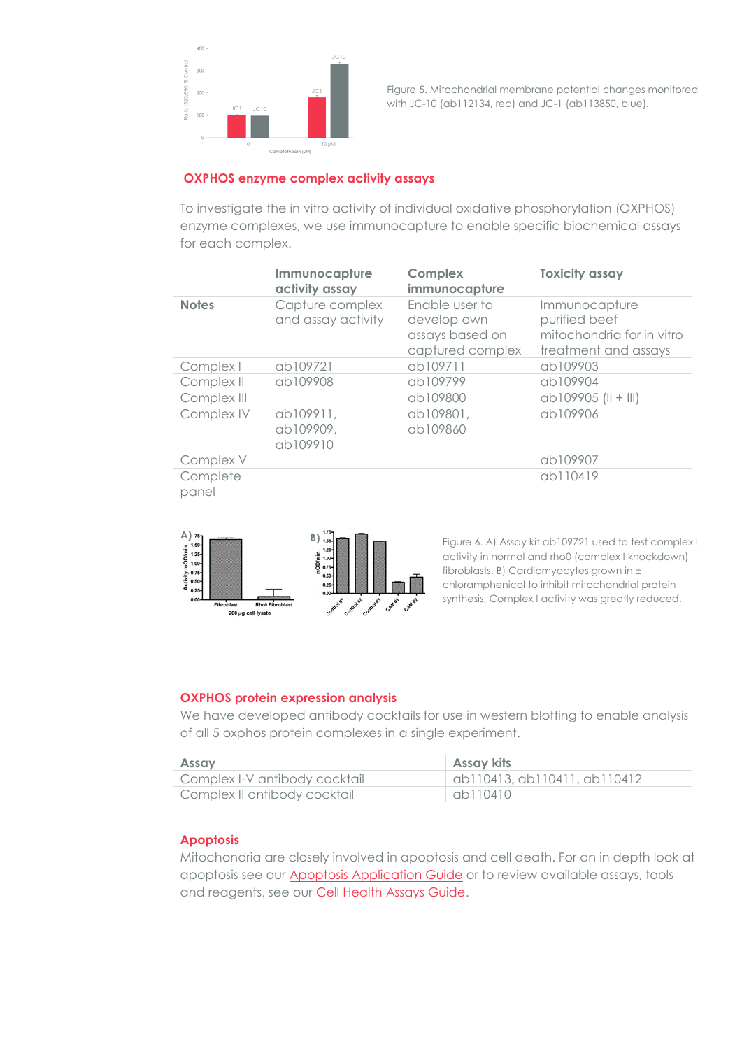Figure 5. Mitochondrial membrane potential changes monitored with JC-10 (ab112134, red) and JC-1 (ab113850, blue).

## OXPHOS enzyme complex activity assays

To investigate the in vitro activity of individual oxidative phosphorylation (OXPHOS) enzyme complexes, we use immunocapture to enable specific biochemical assays for each complex.

| | Immunocapture activity assay | Complex immunocapture | Toxicity assay |
|---|---|---|---|
| **Notes** | Capture complex and assay activity | Enable user to develop own assays based on captured complex | Immunocapture purified beef mitochondria for in vitro treatment and assays |
| Complex I | ab109721 | ab109711 | ab109903 |
| Complex II | ab109908 | ab109799 | ab109904 |
| Complex III | | ab109800 | ab109905 (II + III) |
| Complex IV | ab109911, ab109909, ab109910 | ab109801, ab109860 | ab109906 |
| Complex V | | | ab109907 |
| Complete panel | | | ab110419 |

Figure 6. A) Assay kit ab109721 used to test complex I activity in normal and rho0 (complex I knockdown) fibroblasts. B) Cardiomyocytes grown in ± chloramphenicol to inhibit mitochondrial protein synthesis, Complex I activity was greatly reduced.

## OXPHOS protein expression analysis

We have developed antibody cocktails for use in western blotting to enable analysis of all 5 oxphos protein complexes in a single experiment.

| Assay | Assay kits |
|---|---|
| Complex I-V antibody cocktail | ab110413, ab110411, ab110412 |
| Complex II antibody cocktail | ab110410 |

## Apoptosis

Mitochondria are closely involved in apoptosis and cell death. For an in depth look at apoptosis see our Apoptosis Application Guide or to review available assays, tools and reagents, see our Cell Health Assays Guide.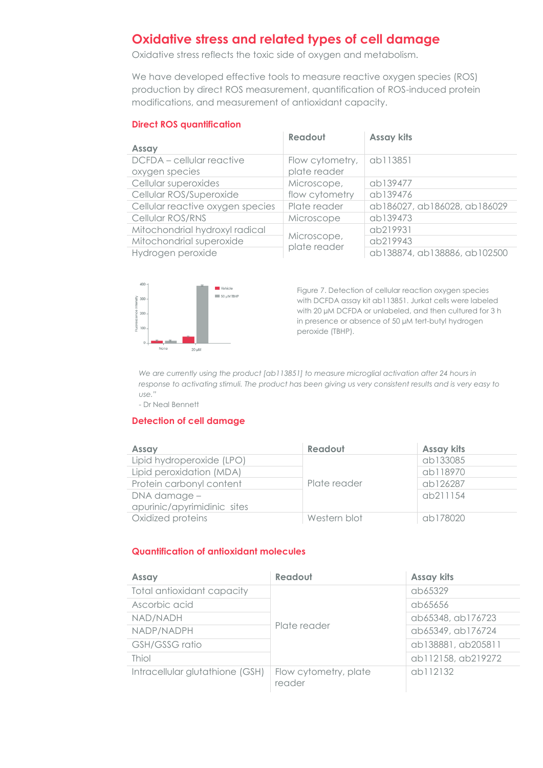# Oxidative stress and related types of cell damage

Oxidative stress reflects the toxic side of oxygen and metabolism.

We have developed effective tools to measure reactive oxygen species (ROS) production by direct ROS measurement, quantification of ROS-induced protein modifications, and measurement of antioxidant capacity.

## Direct ROS quantification

| Assay | Readout | Assay kits |
|---|---|---|
| DCFDA – cellular reactive oxygen species | Flow cytometry, plate reader | ab113851 |
| Cellular superoxides | Microscope, flow cytometry | ab139477 |
| Cellular ROS/Superoxide | | ab139476 |
| Cellular reactive oxygen species | Plate reader | ab186027, ab186028, ab186029 |
| Cellular ROS/RNS | Microscope | ab139473 |
| Mitochondrial hydroxyl radical | Microscope, plate reader | ab219931 |
| Mitochondrial superoxide | | ab219943 |
| Hydrogen peroxide | | ab138874, ab138886, ab102500 |

Figure 7. Detection of cellular reaction oxygen species with DCFDA assay kit ab113851. Jurkat cells were labeled with 20 µM DCFDA or unlabeled, and then cultured for 3 h in presence or absence of 50 µM tert-butyl hydrogen peroxide (TBHP).

*We are currently using the product [ab113851] to measure microglial activation after 24 hours in response to activating stimuli. The product has been giving us very consistent results and is very easy to use."*

- Dr Neal Bennett

## Detection of cell damage

| Assay | Readout | Assay kits |
|---|---|---|
| Lipid hydroperoxide (LPO) | Plate reader | ab133085 |
| Lipid peroxidation (MDA) | | ab118970 |
| Protein carbonyl content | | ab126287 |
| DNA damage – apurinic/apyrimidinic sites | | ab211154 |
| Oxidized proteins | Western blot | ab178020 |

## Quantification of antioxidant molecules

| Assay | Readout | Assay kits |
|---|---|---|
| Total antioxidant capacity | Plate reader | ab65329 |
| Ascorbic acid | | ab65656 |
| NAD/NADH | | ab65348, ab176723 |
| NADP/NADPH | | ab65349, ab176724 |
| GSH/GSSG ratio | | ab138881, ab205811 |
| Thiol | | ab112158, ab219272 |
| Intracellular glutathione (GSH) | Flow cytometry, plate reader | ab112132 |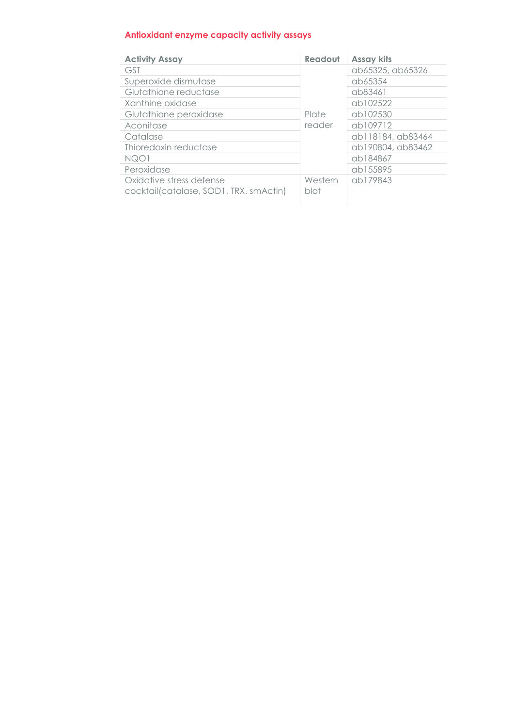## Antioxidant enzyme capacity activity assays

| Activity Assay | Readout | Assay kits |
| --- | --- | --- |
| GST | Plate reader | ab65325, ab65326 |
| Superoxide dismutase | | ab65354 |
| Glutathione reductase | | ab83461 |
| Xanthine oxidase | | ab102522 |
| Glutathione peroxidase | | ab102530 |
| Aconitase | | ab109712 |
| Catalase | | ab118184, ab83464 |
| Thioredoxin reductase | | ab190804, ab83462 |
| NQO1 | | ab184867 |
| Peroxidase | | ab155895 |
| Oxidative stress defense cocktail(catalase, SOD1, TRX, smActin) | Western blot | ab179843 |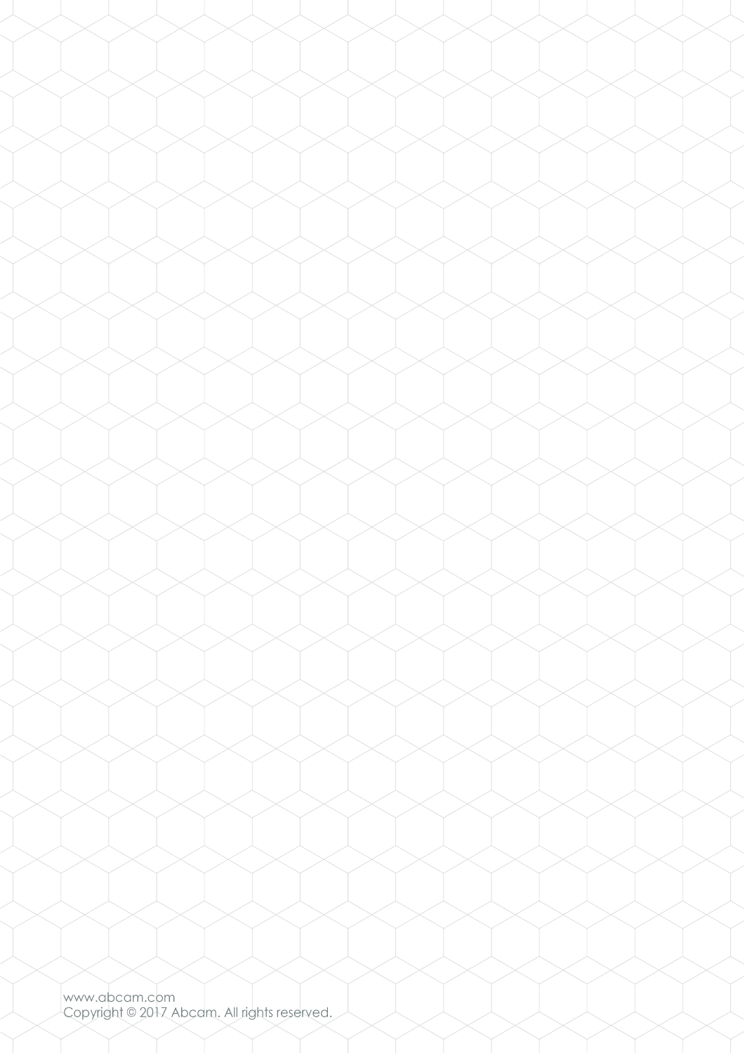www.abcam.com
Copyright © 2017 Abcam. All rights reserved.